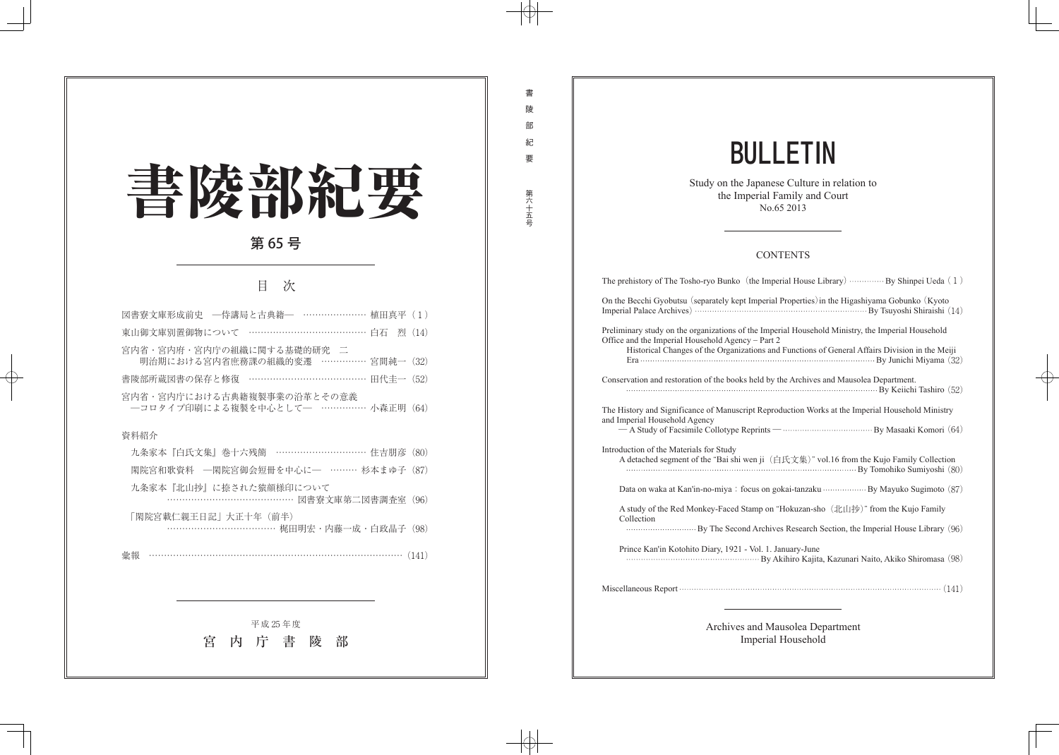# 書陵部紀要

## 第 65 号

### 目　次

図書寮文庫形成前史　―侍講局と古典籍―　…………………　植田真平（１）

東山御文庫別置御物について　…………………………………　白石　烈（14）

宮内省・宮内府・宮内庁の組織に関する基礎的研究　二
　明治期における宮内省庶務課の組織的変遷　……………　宮間純一（32）

書陵部所蔵図書の保存と修復　…………………………………　田代圭一（52）

宮内省・宮内庁における古典籍複製事業の沿革とその意義
　―コロタイプ印刷による複製を中心として―　……………　小森正明（64）

資料紹介

　九条家本『白氏文集』巻十六残簡　…………………………　住吉朋彦（80）

　閑院宮和歌資料　―閑院宮御会短冊を中心に―　………　杉本まゆ子（87）

　九条家本『北山抄』に捺された猿顔様印について
　　……………………………………　図書寮文庫第二図書調査室（96）

　「閑院宮載仁親王日記」大正十年（前半）
　　………………………………　梶田明宏・内藤一成・白政晶子（98）

彙報　………………………………………………………………………………（141）

平成 25 年度

宮　内　庁　書　陵　部

書陵部紀要　第六十五号

# BULLETIN

Study on the Japanese Culture in relation to
the Imperial Family and Court
No.65 2013

### CONTENTS

The prehistory of The Tosho-ryo Bunko（the Imperial House Library）…………… By Shinpei Ueda（１）

On the Becchi Gyobutsu（separately kept Imperial Properties）in the Higashiyama Gobunko（Kyoto Imperial Palace Archives）…………… By Tsuyoshi Shiraishi（14）

Preliminary study on the organizations of the Imperial Household Ministry, the Imperial Household Office and the Imperial Household Agency – Part 2
　Historical Changes of the Organizations and Functions of General Affairs Division in the Meiji Era …………… By Junichi Miyama（32）

Conservation and restoration of the books held by the Archives and Mausolea Department.
　…………… By Keiichi Tashiro（52）

The History and Significance of Manuscript Reproduction Works at the Imperial Household Ministry and Imperial Household Agency
　― A Study of Facsimile Collotype Reprints ― …………… By Masaaki Komori（64）

Introduction of the Materials for Study
　A detached segment of the "Bai shi wen ji（白氏文集）" vol.16 from the Kujo Family Collection
　…………… By Tomohiko Sumiyoshi（80）

　Data on waka at Kan'in-no-miya：focus on gokai-tanzaku …………… By Mayuko Sugimoto（87）

　A study of the Red Monkey-Faced Stamp on "Hokuzan-sho（北山抄）" from the Kujo Family Collection
　…………… By The Second Archives Research Section, the Imperial House Library（96）

　Prince Kan'in Kotohito Diary, 1921 - Vol. 1. January-June
　…………… By Akihiro Kajita, Kazunari Naito, Akiko Shiromasa（98）

Miscellaneous Report …………… （141）

Archives and Mausolea Department
Imperial Household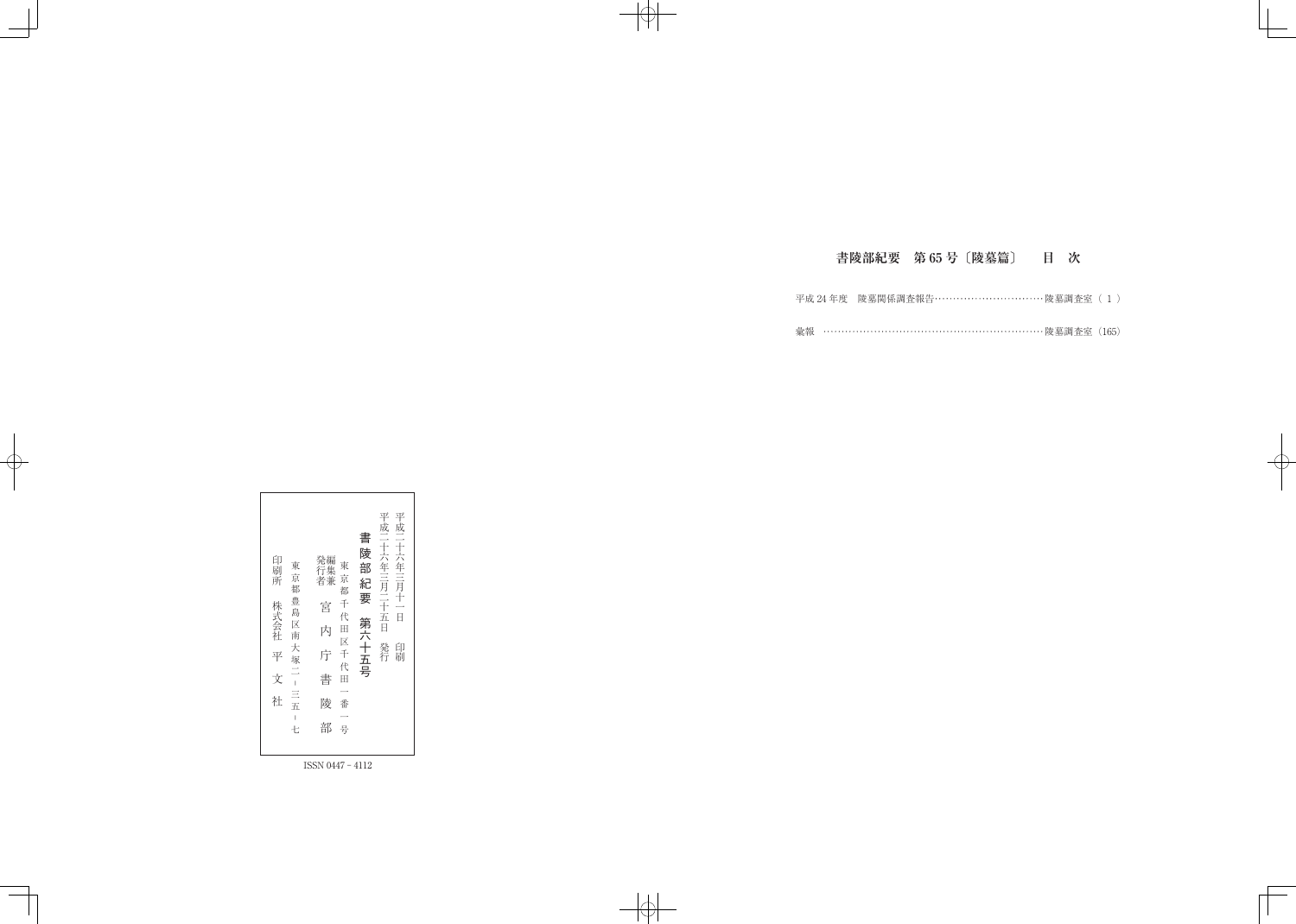## 書陵部紀要　第65号〔陵墓篇〕　目　次

平成24年度　陵墓関係調査報告……………………………陵墓調査室（ 1 ）

彙報 …………………………………………………………陵墓調査室（165）

平成二十六年三月十一日　印刷
平成二十六年三月二十五日　発行

書陵部紀要　第六十五号

東京都千代田区千代田一番一号
編集兼発行者　宮　内　庁　書　陵　部

東京都豊島区南大塚二－三五－七
印刷所　株式会社　平　文　社

ISSN 0447 - 4112